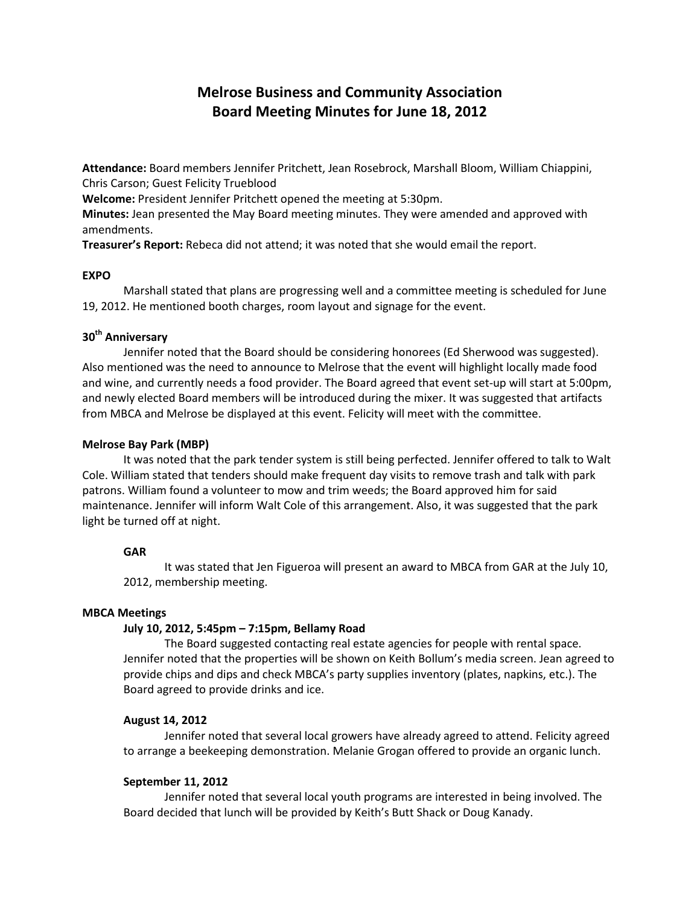# Melrose Business and Community Association
# Board Meeting Minutes for June 18, 2012

**Attendance:** Board members Jennifer Pritchett, Jean Rosebrock, Marshall Bloom, William Chiappini, Chris Carson; Guest Felicity Trueblood

**Welcome:** President Jennifer Pritchett opened the meeting at 5:30pm.

**Minutes:** Jean presented the May Board meeting minutes. They were amended and approved with amendments.

**Treasurer's Report:** Rebeca did not attend; it was noted that she would email the report.

## EXPO

Marshall stated that plans are progressing well and a committee meeting is scheduled for June 19, 2012. He mentioned booth charges, room layout and signage for the event.

## 30th Anniversary

Jennifer noted that the Board should be considering honorees (Ed Sherwood was suggested). Also mentioned was the need to announce to Melrose that the event will highlight locally made food and wine, and currently needs a food provider. The Board agreed that event set-up will start at 5:00pm, and newly elected Board members will be introduced during the mixer. It was suggested that artifacts from MBCA and Melrose be displayed at this event. Felicity will meet with the committee.

## Melrose Bay Park (MBP)

It was noted that the park tender system is still being perfected. Jennifer offered to talk to Walt Cole. William stated that tenders should make frequent day visits to remove trash and talk with park patrons. William found a volunteer to mow and trim weeds; the Board approved him for said maintenance. Jennifer will inform Walt Cole of this arrangement. Also, it was suggested that the park light be turned off at night.

### GAR

It was stated that Jen Figueroa will present an award to MBCA from GAR at the July 10, 2012, membership meeting.

## MBCA Meetings

### July 10, 2012, 5:45pm – 7:15pm, Bellamy Road

The Board suggested contacting real estate agencies for people with rental space. Jennifer noted that the properties will be shown on Keith Bollum's media screen. Jean agreed to provide chips and dips and check MBCA's party supplies inventory (plates, napkins, etc.). The Board agreed to provide drinks and ice.

### August 14, 2012

Jennifer noted that several local growers have already agreed to attend. Felicity agreed to arrange a beekeeping demonstration. Melanie Grogan offered to provide an organic lunch.

### September 11, 2012

Jennifer noted that several local youth programs are interested in being involved. The Board decided that lunch will be provided by Keith's Butt Shack or Doug Kanady.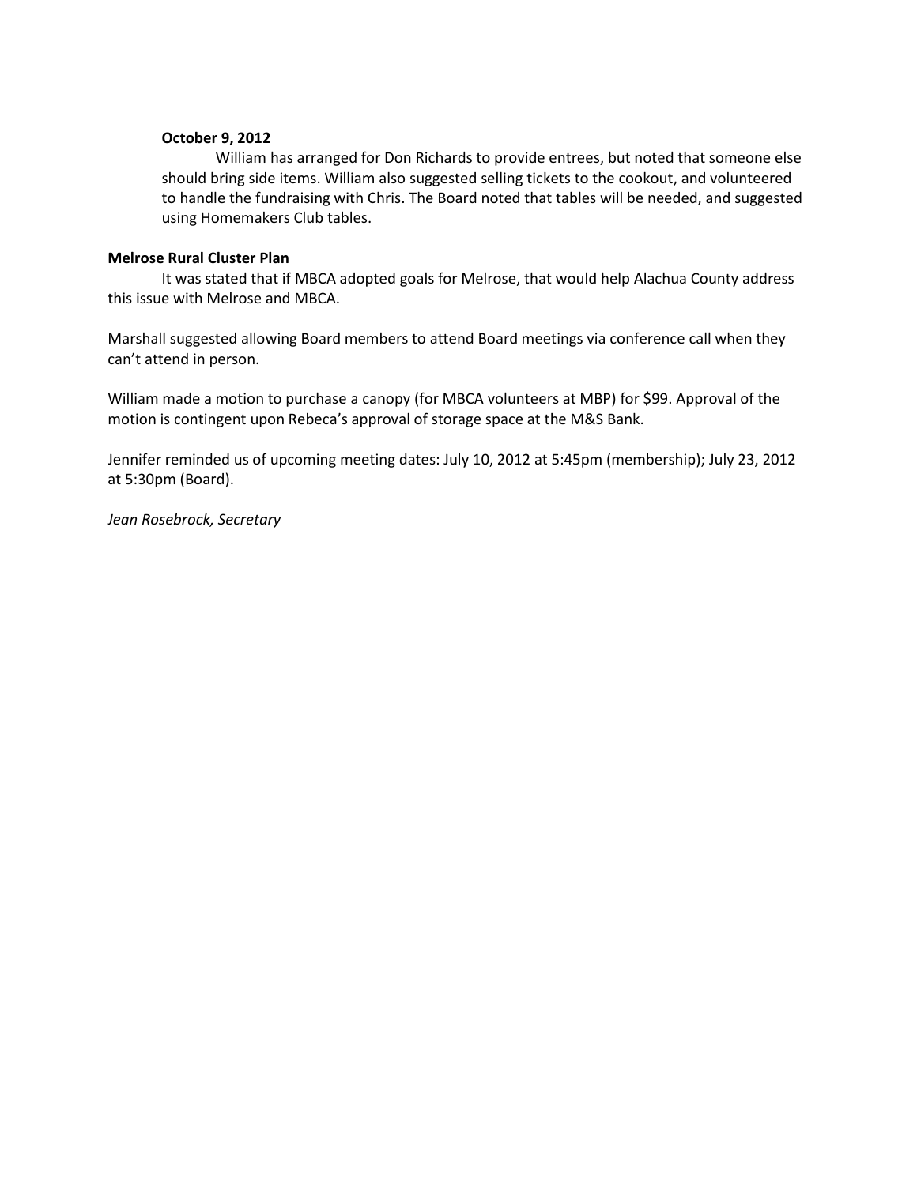**October 9, 2012**

William has arranged for Don Richards to provide entrees, but noted that someone else should bring side items. William also suggested selling tickets to the cookout, and volunteered to handle the fundraising with Chris. The Board noted that tables will be needed, and suggested using Homemakers Club tables.

**Melrose Rural Cluster Plan**

It was stated that if MBCA adopted goals for Melrose, that would help Alachua County address this issue with Melrose and MBCA.

Marshall suggested allowing Board members to attend Board meetings via conference call when they can't attend in person.

William made a motion to purchase a canopy (for MBCA volunteers at MBP) for $99. Approval of the motion is contingent upon Rebeca's approval of storage space at the M&S Bank.

Jennifer reminded us of upcoming meeting dates: July 10, 2012 at 5:45pm (membership); July 23, 2012 at 5:30pm (Board).

*Jean Rosebrock, Secretary*